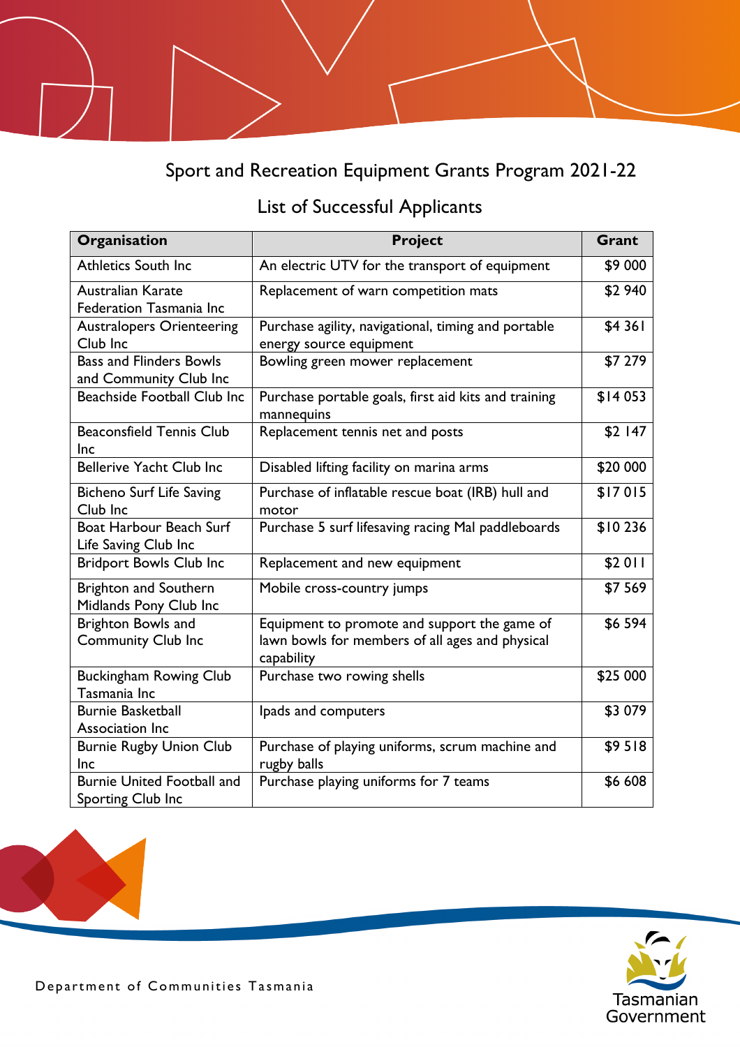# Sport and Recreation Equipment Grants Program 2021-22

## List of Successful Applicants

| Organisation | Project | Grant |
|---|---|---|
| Athletics South Inc | An electric UTV for the transport of equipment | $9 000 |
| Australian Karate Federation Tasmania Inc | Replacement of warn competition mats | $2 940 |
| Australopers Orienteering Club Inc | Purchase agility, navigational, timing and portable energy source equipment | $4 361 |
| Bass and Flinders Bowls and Community Club Inc | Bowling green mower replacement | $7 279 |
| Beachside Football Club Inc | Purchase portable goals, first aid kits and training mannequins | $14 053 |
| Beaconsfield Tennis Club Inc | Replacement tennis net and posts | $2 147 |
| Bellerive Yacht Club Inc | Disabled lifting facility on marina arms | $20 000 |
| Bicheno Surf Life Saving Club Inc | Purchase of inflatable rescue boat (IRB) hull and motor | $17 015 |
| Boat Harbour Beach Surf Life Saving Club Inc | Purchase 5 surf lifesaving racing Mal paddleboards | $10 236 |
| Bridport Bowls Club Inc | Replacement and new equipment | $2 011 |
| Brighton and Southern Midlands Pony Club Inc | Mobile cross-country jumps | $7 569 |
| Brighton Bowls and Community Club Inc | Equipment to promote and support the game of lawn bowls for members of all ages and physical capability | $6 594 |
| Buckingham Rowing Club Tasmania Inc | Purchase two rowing shells | $25 000 |
| Burnie Basketball Association Inc | Ipads and computers | $3 079 |
| Burnie Rugby Union Club Inc | Purchase of playing uniforms, scrum machine and rugby balls | $9 518 |
| Burnie United Football and Sporting Club Inc | Purchase playing uniforms for 7 teams | $6 608 |

Department of Communities Tasmania

Tasmanian Government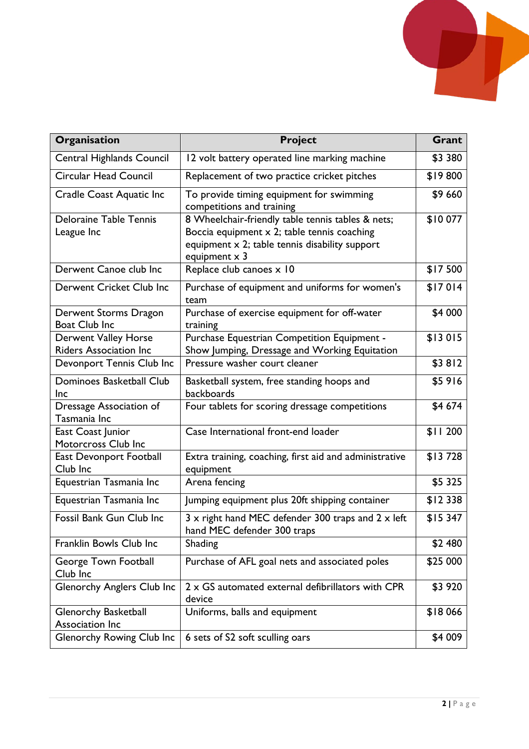| Organisation | Project | Grant |
|---|---|---|
| Central Highlands Council | 12 volt battery operated line marking machine | $3 380 |
| Circular Head Council | Replacement of two practice cricket pitches | $19 800 |
| Cradle Coast Aquatic Inc | To provide timing equipment for swimming competitions and training | $9 660 |
| Deloraine Table Tennis League Inc | 8 Wheelchair-friendly table tennis tables & nets; Boccia equipment x 2; table tennis coaching equipment x 2; table tennis disability support equipment x 3 | $10 077 |
| Derwent Canoe club Inc | Replace club canoes x 10 | $17 500 |
| Derwent Cricket Club Inc | Purchase of equipment and uniforms for women's team | $17 014 |
| Derwent Storms Dragon Boat Club Inc | Purchase of exercise equipment for off-water training | $4 000 |
| Derwent Valley Horse Riders Association Inc | Purchase Equestrian Competition Equipment - Show Jumping, Dressage and Working Equitation | $13 015 |
| Devonport Tennis Club Inc | Pressure washer court cleaner | $3 812 |
| Dominoes Basketball Club Inc | Basketball system, free standing hoops and backboards | $5 916 |
| Dressage Association of Tasmania Inc | Four tablets for scoring dressage competitions | $4 674 |
| East Coast Junior Motorcross Club Inc | Case International front-end loader | $11 200 |
| East Devonport Football Club Inc | Extra training, coaching, first aid and administrative equipment | $13 728 |
| Equestrian Tasmania Inc | Arena fencing | $5 325 |
| Equestrian Tasmania Inc | Jumping equipment plus 20ft shipping container | $12 338 |
| Fossil Bank Gun Club Inc | 3 x right hand MEC defender 300 traps and 2 x left hand MEC defender 300 traps | $15 347 |
| Franklin Bowls Club Inc | Shading | $2 480 |
| George Town Football Club Inc | Purchase of AFL goal nets and associated poles | $25 000 |
| Glenorchy Anglers Club Inc | 2 x GS automated external defibrillators with CPR device | $3 920 |
| Glenorchy Basketball Association Inc | Uniforms, balls and equipment | $18 066 |
| Glenorchy Rowing Club Inc | 6 sets of S2 soft sculling oars | $4 009 |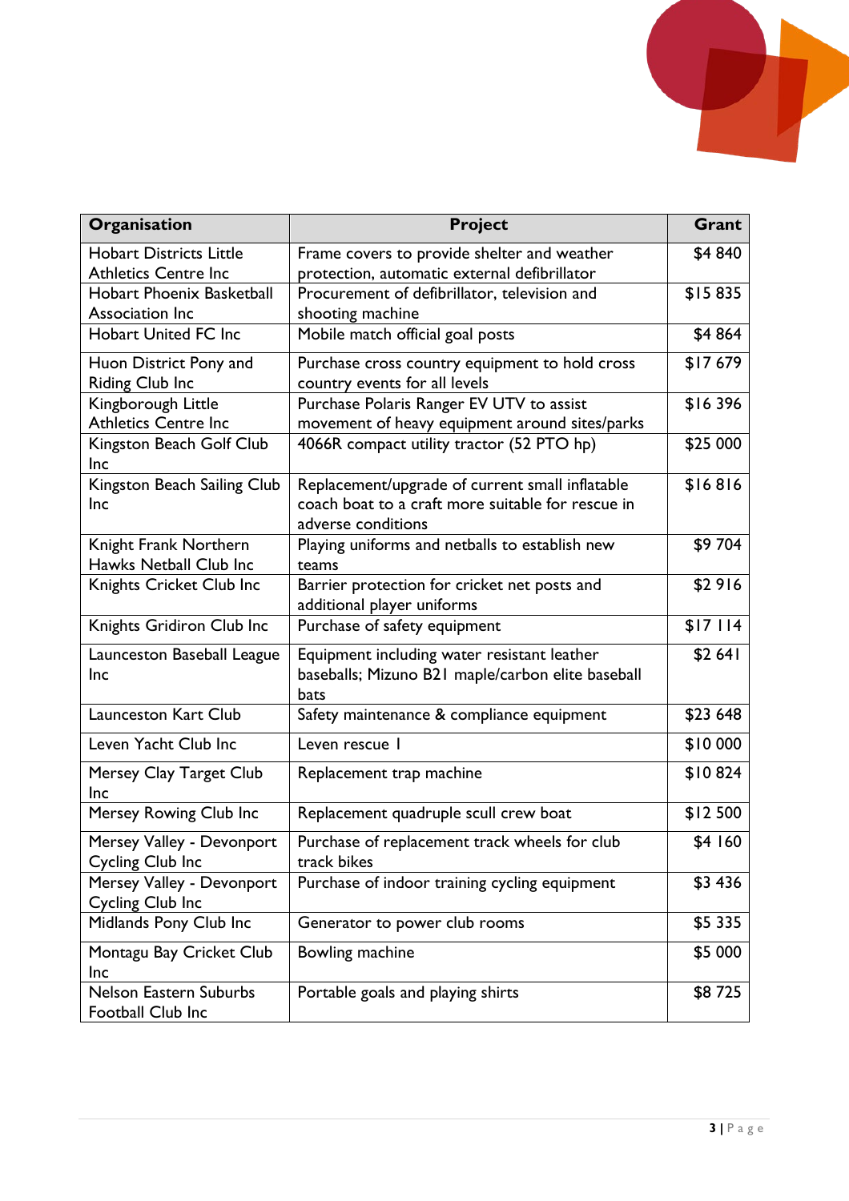| Organisation | Project | Grant |
|---|---|---|
| Hobart Districts Little Athletics Centre Inc | Frame covers to provide shelter and weather protection, automatic external defibrillator | $4 840 |
| Hobart Phoenix Basketball Association Inc | Procurement of defibrillator, television and shooting machine | $15 835 |
| Hobart United FC Inc | Mobile match official goal posts | $4 864 |
| Huon District Pony and Riding Club Inc | Purchase cross country equipment to hold cross country events for all levels | $17 679 |
| Kingborough Little Athletics Centre Inc | Purchase Polaris Ranger EV UTV to assist movement of heavy equipment around sites/parks | $16 396 |
| Kingston Beach Golf Club Inc | 4066R compact utility tractor (52 PTO hp) | $25 000 |
| Kingston Beach Sailing Club Inc | Replacement/upgrade of current small inflatable coach boat to a craft more suitable for rescue in adverse conditions | $16 816 |
| Knight Frank Northern Hawks Netball Club Inc | Playing uniforms and netballs to establish new teams | $9 704 |
| Knights Cricket Club Inc | Barrier protection for cricket net posts and additional player uniforms | $2 916 |
| Knights Gridiron Club Inc | Purchase of safety equipment | $17 114 |
| Launceston Baseball League Inc | Equipment including water resistant leather baseballs; Mizuno B21 maple/carbon elite baseball bats | $2 641 |
| Launceston Kart Club | Safety maintenance & compliance equipment | $23 648 |
| Leven Yacht Club Inc | Leven rescue 1 | $10 000 |
| Mersey Clay Target Club Inc | Replacement trap machine | $10 824 |
| Mersey Rowing Club Inc | Replacement quadruple scull crew boat | $12 500 |
| Mersey Valley - Devonport Cycling Club Inc | Purchase of replacement track wheels for club track bikes | $4 160 |
| Mersey Valley - Devonport Cycling Club Inc | Purchase of indoor training cycling equipment | $3 436 |
| Midlands Pony Club Inc | Generator to power club rooms | $5 335 |
| Montagu Bay Cricket Club Inc | Bowling machine | $5 000 |
| Nelson Eastern Suburbs Football Club Inc | Portable goals and playing shirts | $8 725 |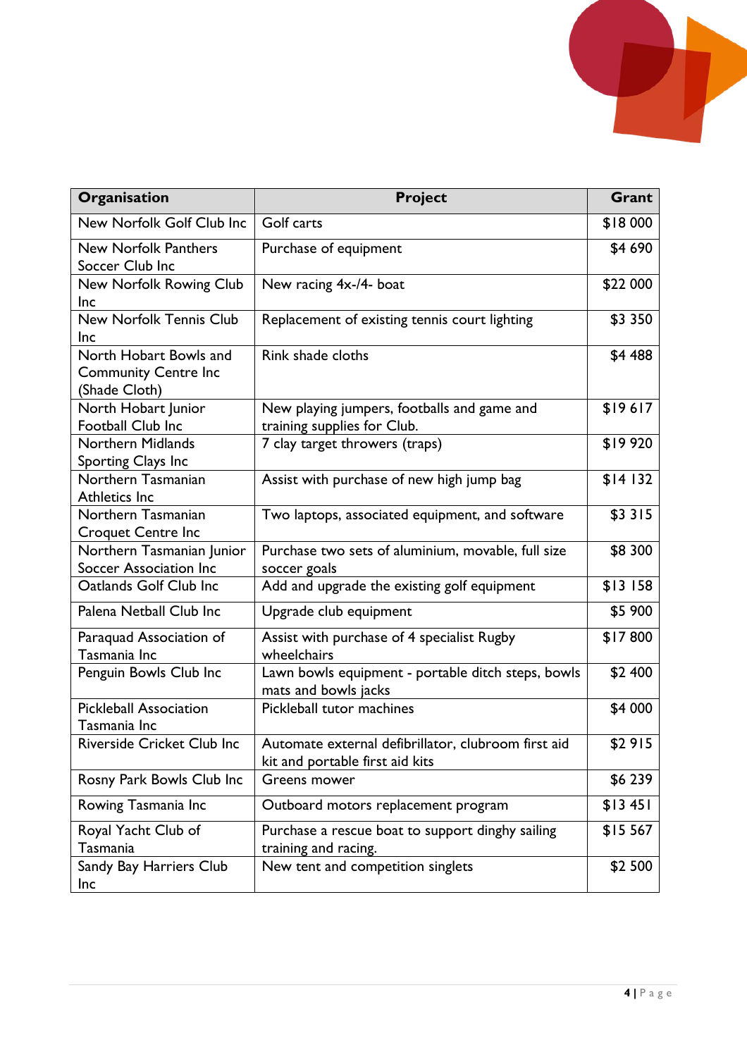| Organisation | Project | Grant |
|---|---|---|
| New Norfolk Golf Club Inc | Golf carts | $18 000 |
| New Norfolk Panthers Soccer Club Inc | Purchase of equipment | $4 690 |
| New Norfolk Rowing Club Inc | New racing 4x-/4- boat | $22 000 |
| New Norfolk Tennis Club Inc | Replacement of existing tennis court lighting | $3 350 |
| North Hobart Bowls and Community Centre Inc (Shade Cloth) | Rink shade cloths | $4 488 |
| North Hobart Junior Football Club Inc | New playing jumpers, footballs and game and training supplies for Club. | $19 617 |
| Northern Midlands Sporting Clays Inc | 7 clay target throwers (traps) | $19 920 |
| Northern Tasmanian Athletics Inc | Assist with purchase of new high jump bag | $14 132 |
| Northern Tasmanian Croquet Centre Inc | Two laptops, associated equipment, and software | $3 315 |
| Northern Tasmanian Junior Soccer Association Inc | Purchase two sets of aluminium, movable, full size soccer goals | $8 300 |
| Oatlands Golf Club Inc | Add and upgrade the existing golf equipment | $13 158 |
| Palena Netball Club Inc | Upgrade club equipment | $5 900 |
| Paraquad Association of Tasmania Inc | Assist with purchase of 4 specialist Rugby wheelchairs | $17 800 |
| Penguin Bowls Club Inc | Lawn bowls equipment - portable ditch steps, bowls mats and bowls jacks | $2 400 |
| Pickleball Association Tasmania Inc | Pickleball tutor machines | $4 000 |
| Riverside Cricket Club Inc | Automate external defibrillator, clubroom first aid kit and portable first aid kits | $2 915 |
| Rosny Park Bowls Club Inc | Greens mower | $6 239 |
| Rowing Tasmania Inc | Outboard motors replacement program | $13 451 |
| Royal Yacht Club of Tasmania | Purchase a rescue boat to support dinghy sailing training and racing. | $15 567 |
| Sandy Bay Harriers Club Inc | New tent and competition singlets | $2 500 |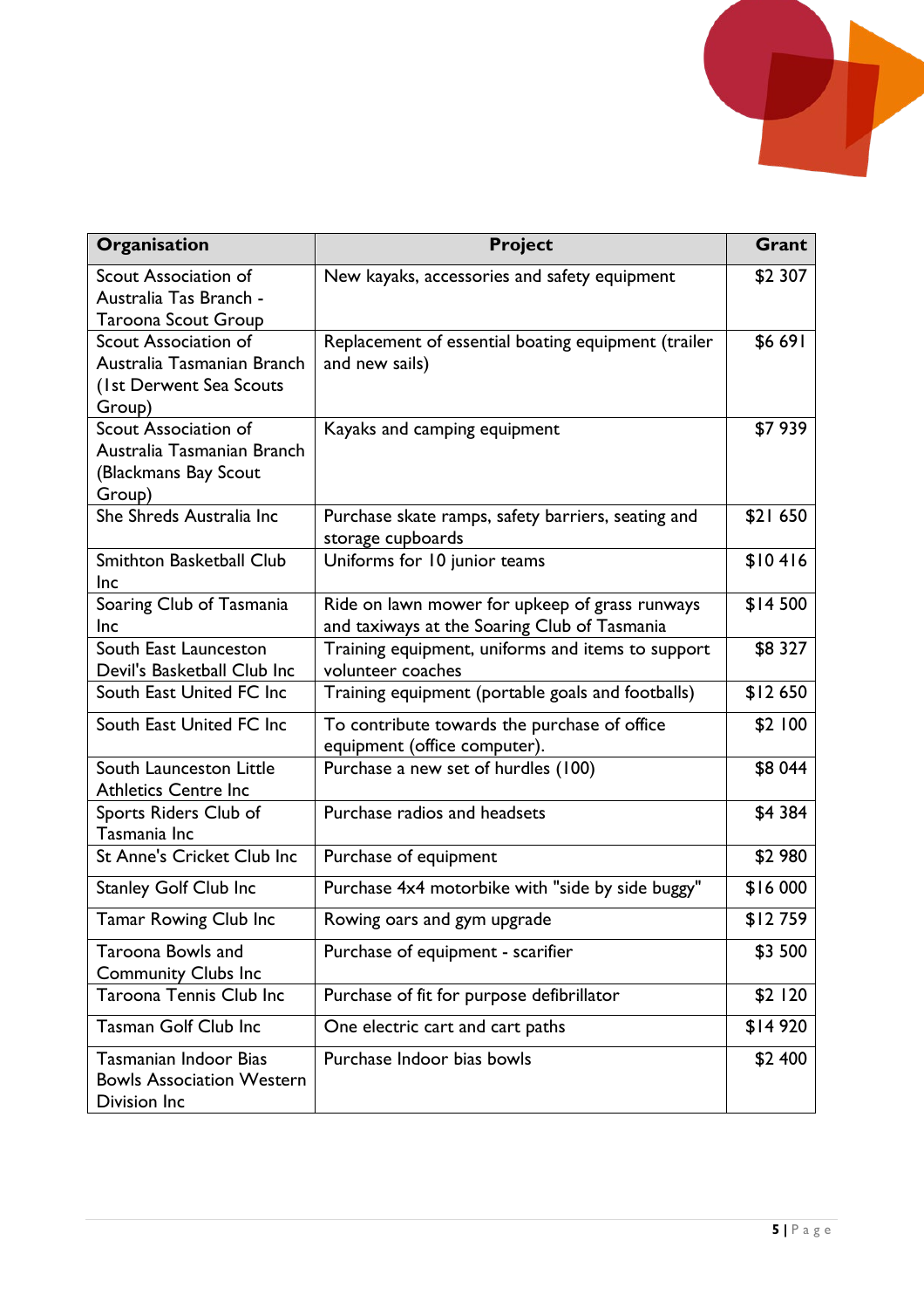| Organisation | Project | Grant |
|---|---|---|
| Scout Association of Australia Tas Branch - Taroona Scout Group | New kayaks, accessories and safety equipment | $2 307 |
| Scout Association of Australia Tasmanian Branch (1st Derwent Sea Scouts Group) | Replacement of essential boating equipment (trailer and new sails) | $6 691 |
| Scout Association of Australia Tasmanian Branch (Blackmans Bay Scout Group) | Kayaks and camping equipment | $7 939 |
| She Shreds Australia Inc | Purchase skate ramps, safety barriers, seating and storage cupboards | $21 650 |
| Smithton Basketball Club Inc | Uniforms for 10 junior teams | $10 416 |
| Soaring Club of Tasmania Inc | Ride on lawn mower for upkeep of grass runways and taxiways at the Soaring Club of Tasmania | $14 500 |
| South East Launceston Devil's Basketball Club Inc | Training equipment, uniforms and items to support volunteer coaches | $8 327 |
| South East United FC Inc | Training equipment (portable goals and footballs) | $12 650 |
| South East United FC Inc | To contribute towards the purchase of office equipment (office computer). | $2 100 |
| South Launceston Little Athletics Centre Inc | Purchase a new set of hurdles (100) | $8 044 |
| Sports Riders Club of Tasmania Inc | Purchase radios and headsets | $4 384 |
| St Anne's Cricket Club Inc | Purchase of equipment | $2 980 |
| Stanley Golf Club Inc | Purchase 4x4 motorbike with "side by side buggy" | $16 000 |
| Tamar Rowing Club Inc | Rowing oars and gym upgrade | $12 759 |
| Taroona Bowls and Community Clubs Inc | Purchase of equipment - scarifier | $3 500 |
| Taroona Tennis Club Inc | Purchase of fit for purpose defibrillator | $2 120 |
| Tasman Golf Club Inc | One electric cart and cart paths | $14 920 |
| Tasmanian Indoor Bias Bowls Association Western Division Inc | Purchase Indoor bias bowls | $2 400 |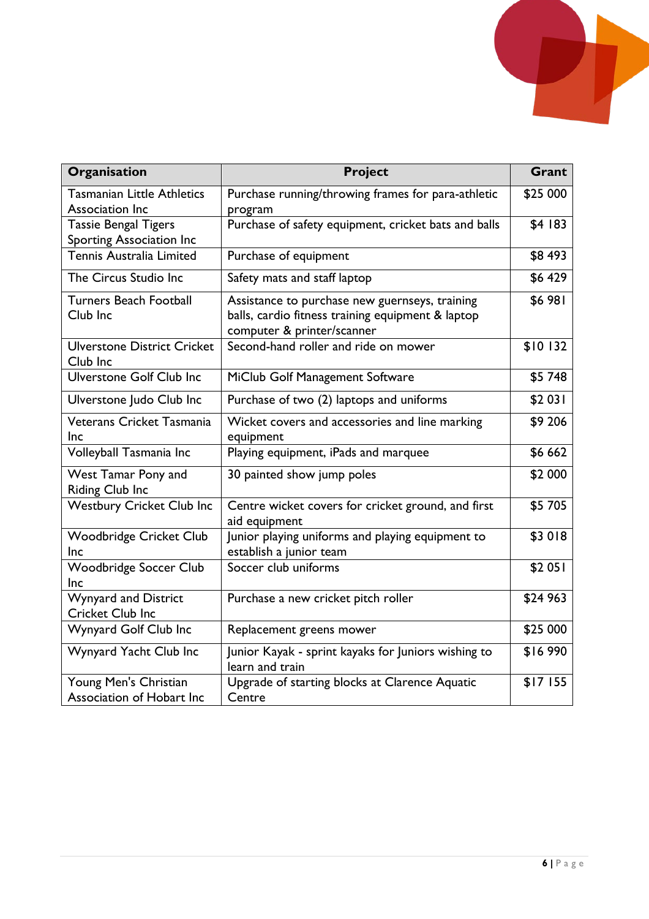| Organisation | Project | Grant |
|---|---|---|
| Tasmanian Little Athletics Association Inc | Purchase running/throwing frames for para-athletic program | $25 000 |
| Tassie Bengal Tigers Sporting Association Inc | Purchase of safety equipment, cricket bats and balls | $4 183 |
| Tennis Australia Limited | Purchase of equipment | $8 493 |
| The Circus Studio Inc | Safety mats and staff laptop | $6 429 |
| Turners Beach Football Club Inc | Assistance to purchase new guernseys, training balls, cardio fitness training equipment & laptop computer & printer/scanner | $6 981 |
| Ulverstone District Cricket Club Inc | Second-hand roller and ride on mower | $10 132 |
| Ulverstone Golf Club Inc | MiClub Golf Management Software | $5 748 |
| Ulverstone Judo Club Inc | Purchase of two (2) laptops and uniforms | $2 031 |
| Veterans Cricket Tasmania Inc | Wicket covers and accessories and line marking equipment | $9 206 |
| Volleyball Tasmania Inc | Playing equipment, iPads and marquee | $6 662 |
| West Tamar Pony and Riding Club Inc | 30 painted show jump poles | $2 000 |
| Westbury Cricket Club Inc | Centre wicket covers for cricket ground, and first aid equipment | $5 705 |
| Woodbridge Cricket Club Inc | Junior playing uniforms and playing equipment to establish a junior team | $3 018 |
| Woodbridge Soccer Club Inc | Soccer club uniforms | $2 051 |
| Wynyard and District Cricket Club Inc | Purchase a new cricket pitch roller | $24 963 |
| Wynyard Golf Club Inc | Replacement greens mower | $25 000 |
| Wynyard Yacht Club Inc | Junior Kayak - sprint kayaks for Juniors wishing to learn and train | $16 990 |
| Young Men's Christian Association of Hobart Inc | Upgrade of starting blocks at Clarence Aquatic Centre | $17 155 |